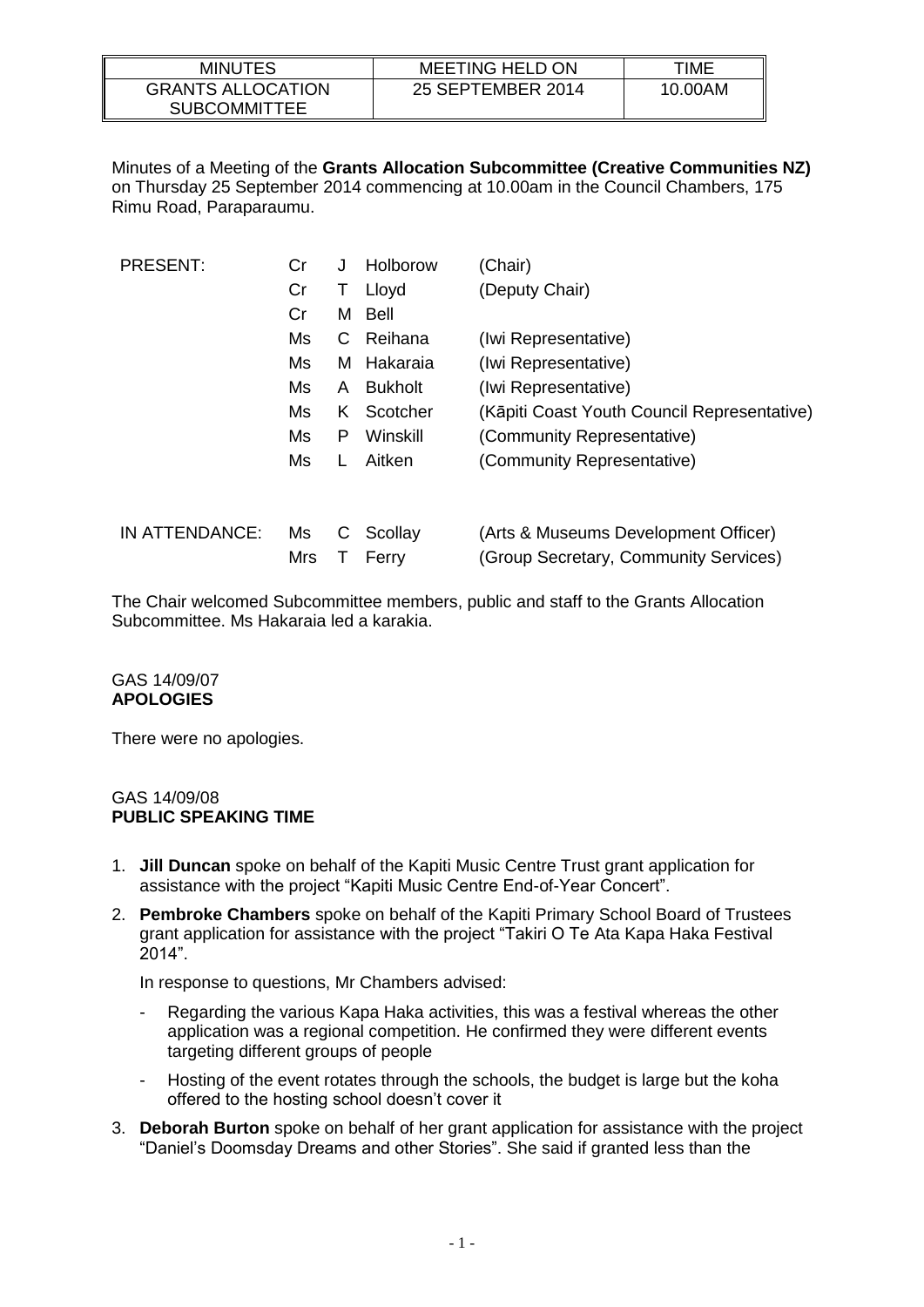| MINUTES | MEETING HELD ON | TIME |
| --- | --- | --- |
| GRANTS ALLOCATION SUBCOMMITTEE | 25 SEPTEMBER 2014 | 10.00AM |

Minutes of a Meeting of the **Grants Allocation Subcommittee (Creative Communities NZ)** on Thursday 25 September 2014 commencing at 10.00am in the Council Chambers, 175 Rimu Road, Paraparaumu.

| | | | | |
| --- | --- | --- | --- | --- |
| PRESENT: | Cr | J | Holborow | (Chair) |
| | Cr | T | Lloyd | (Deputy Chair) |
| | Cr | M | Bell | |
| | Ms | C | Reihana | (Iwi Representative) |
| | Ms | M | Hakaraia | (Iwi Representative) |
| | Ms | A | Bukholt | (Iwi Representative) |
| | Ms | K | Scotcher | (Kāpiti Coast Youth Council Representative) |
| | Ms | P | Winskill | (Community Representative) |
| | Ms | L | Aitken | (Community Representative) |
| IN ATTENDANCE: | Ms | C | Scollay | (Arts & Museums Development Officer) |
| | Mrs | T | Ferry | (Group Secretary, Community Services) |

The Chair welcomed Subcommittee members, public and staff to the Grants Allocation Subcommittee. Ms Hakaraia led a karakia.

GAS 14/09/07
**APOLOGIES**

There were no apologies.

GAS 14/09/08
**PUBLIC SPEAKING TIME**

1. **Jill Duncan** spoke on behalf of the Kapiti Music Centre Trust grant application for assistance with the project "Kapiti Music Centre End-of-Year Concert".
2. **Pembroke Chambers** spoke on behalf of the Kapiti Primary School Board of Trustees grant application for assistance with the project "Takiri O Te Ata Kapa Haka Festival 2014".

   In response to questions, Mr Chambers advised:

   - Regarding the various Kapa Haka activities, this was a festival whereas the other application was a regional competition. He confirmed they were different events targeting different groups of people
   - Hosting of the event rotates through the schools, the budget is large but the koha offered to the hosting school doesn't cover it
3. **Deborah Burton** spoke on behalf of her grant application for assistance with the project "Daniel's Doomsday Dreams and other Stories". She said if granted less than the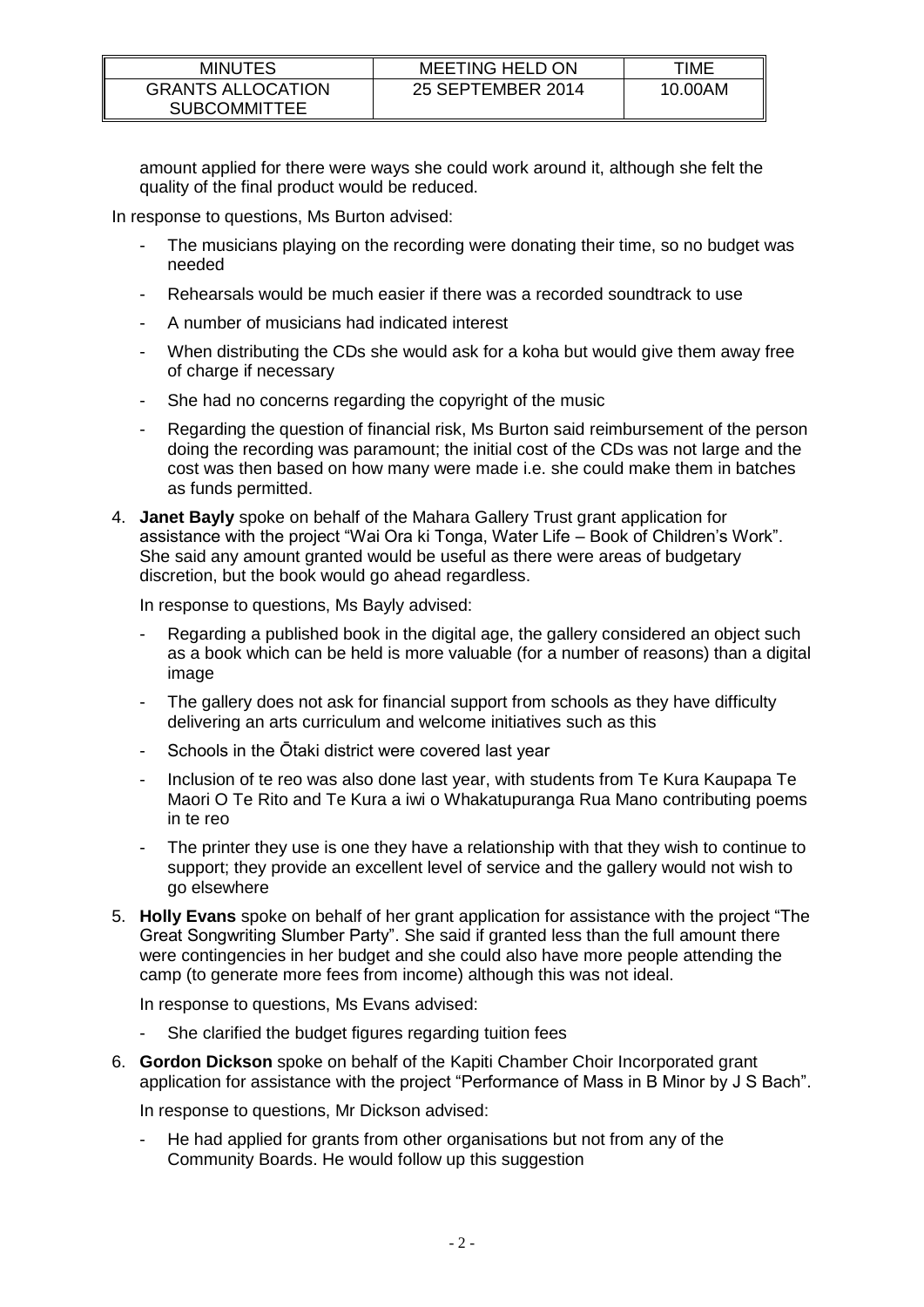amount applied for there were ways she could work around it, although she felt the quality of the final product would be reduced.

In response to questions, Ms Burton advised:

- The musicians playing on the recording were donating their time, so no budget was needed
- Rehearsals would be much easier if there was a recorded soundtrack to use
- A number of musicians had indicated interest
- When distributing the CDs she would ask for a koha but would give them away free of charge if necessary
- She had no concerns regarding the copyright of the music
- Regarding the question of financial risk, Ms Burton said reimbursement of the person doing the recording was paramount; the initial cost of the CDs was not large and the cost was then based on how many were made i.e. she could make them in batches as funds permitted.

4. **Janet Bayly** spoke on behalf of the Mahara Gallery Trust grant application for assistance with the project "Wai Ora ki Tonga, Water Life – Book of Children's Work". She said any amount granted would be useful as there were areas of budgetary discretion, but the book would go ahead regardless.

   In response to questions, Ms Bayly advised:

   - Regarding a published book in the digital age, the gallery considered an object such as a book which can be held is more valuable (for a number of reasons) than a digital image
   - The gallery does not ask for financial support from schools as they have difficulty delivering an arts curriculum and welcome initiatives such as this
   - Schools in the Ōtaki district were covered last year
   - Inclusion of te reo was also done last year, with students from Te Kura Kaupapa Te Maori O Te Rito and Te Kura a iwi o Whakatupuranga Rua Mano contributing poems in te reo
   - The printer they use is one they have a relationship with that they wish to continue to support; they provide an excellent level of service and the gallery would not wish to go elsewhere

5. **Holly Evans** spoke on behalf of her grant application for assistance with the project "The Great Songwriting Slumber Party". She said if granted less than the full amount there were contingencies in her budget and she could also have more people attending the camp (to generate more fees from income) although this was not ideal.

   In response to questions, Ms Evans advised:

   - She clarified the budget figures regarding tuition fees

6. **Gordon Dickson** spoke on behalf of the Kapiti Chamber Choir Incorporated grant application for assistance with the project "Performance of Mass in B Minor by J S Bach".

   In response to questions, Mr Dickson advised:

   - He had applied for grants from other organisations but not from any of the Community Boards. He would follow up this suggestion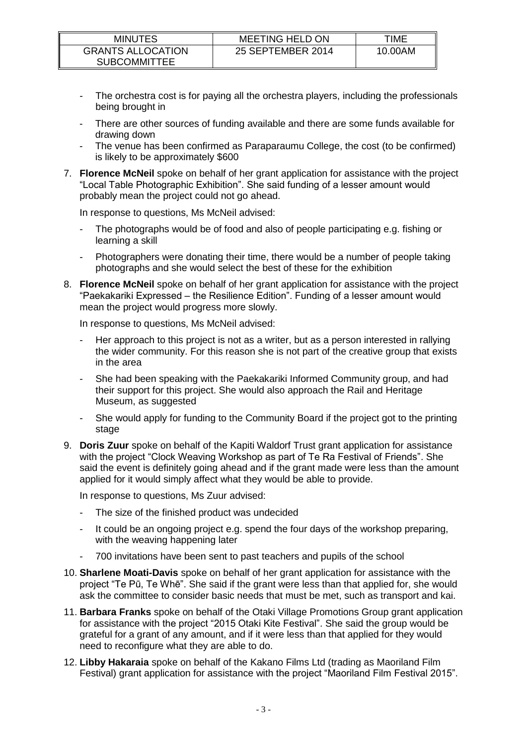- The orchestra cost is for paying all the orchestra players, including the professionals being brought in
- There are other sources of funding available and there are some funds available for drawing down
- The venue has been confirmed as Paraparaumu College, the cost (to be confirmed) is likely to be approximately $600

7. **Florence McNeil** spoke on behalf of her grant application for assistance with the project "Local Table Photographic Exhibition". She said funding of a lesser amount would probably mean the project could not go ahead.

   In response to questions, Ms McNeil advised:

   - The photographs would be of food and also of people participating e.g. fishing or learning a skill
   - Photographers were donating their time, there would be a number of people taking photographs and she would select the best of these for the exhibition

8. **Florence McNeil** spoke on behalf of her grant application for assistance with the project "Paekakariki Expressed – the Resilience Edition". Funding of a lesser amount would mean the project would progress more slowly.

   In response to questions, Ms McNeil advised:

   - Her approach to this project is not as a writer, but as a person interested in rallying the wider community. For this reason she is not part of the creative group that exists in the area
   - She had been speaking with the Paekakariki Informed Community group, and had their support for this project. She would also approach the Rail and Heritage Museum, as suggested
   - She would apply for funding to the Community Board if the project got to the printing stage

9. **Doris Zuur** spoke on behalf of the Kapiti Waldorf Trust grant application for assistance with the project "Clock Weaving Workshop as part of Te Ra Festival of Friends". She said the event is definitely going ahead and if the grant made were less than the amount applied for it would simply affect what they would be able to provide.

   In response to questions, Ms Zuur advised:

   - The size of the finished product was undecided
   - It could be an ongoing project e.g. spend the four days of the workshop preparing, with the weaving happening later
   - 700 invitations have been sent to past teachers and pupils of the school

10. **Sharlene Moati-Davis** spoke on behalf of her grant application for assistance with the project "Te Pū, Te Whē". She said if the grant were less than that applied for, she would ask the committee to consider basic needs that must be met, such as transport and kai.

11. **Barbara Franks** spoke on behalf of the Otaki Village Promotions Group grant application for assistance with the project "2015 Otaki Kite Festival". She said the group would be grateful for a grant of any amount, and if it were less than that applied for they would need to reconfigure what they are able to do.

12. **Libby Hakaraia** spoke on behalf of the Kakano Films Ltd (trading as Maoriland Film Festival) grant application for assistance with the project "Maoriland Film Festival 2015".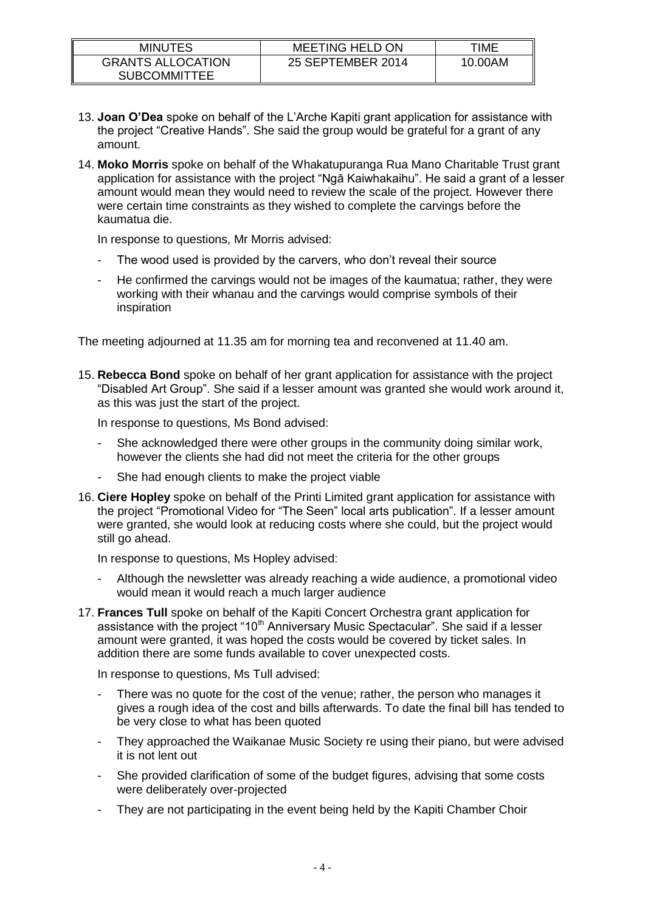13. **Joan O'Dea** spoke on behalf of the L'Arche Kapiti grant application for assistance with the project "Creative Hands". She said the group would be grateful for a grant of any amount.

14. **Moko Morris** spoke on behalf of the Whakatupuranga Rua Mano Charitable Trust grant application for assistance with the project "Ngā Kaiwhakaihu". He said a grant of a lesser amount would mean they would need to review the scale of the project. However there were certain time constraints as they wished to complete the carvings before the kaumatua die.

    In response to questions, Mr Morris advised:

    - The wood used is provided by the carvers, who don't reveal their source
    - He confirmed the carvings would not be images of the kaumatua; rather, they were working with their whanau and the carvings would comprise symbols of their inspiration

The meeting adjourned at 11.35 am for morning tea and reconvened at 11.40 am.

15. **Rebecca Bond** spoke on behalf of her grant application for assistance with the project "Disabled Art Group". She said if a lesser amount was granted she would work around it, as this was just the start of the project.

    In response to questions, Ms Bond advised:

    - She acknowledged there were other groups in the community doing similar work, however the clients she had did not meet the criteria for the other groups
    - She had enough clients to make the project viable

16. **Ciere Hopley** spoke on behalf of the Printi Limited grant application for assistance with the project "Promotional Video for "The Seen" local arts publication". If a lesser amount were granted, she would look at reducing costs where she could, but the project would still go ahead.

    In response to questions, Ms Hopley advised:

    - Although the newsletter was already reaching a wide audience, a promotional video would mean it would reach a much larger audience

17. **Frances Tull** spoke on behalf of the Kapiti Concert Orchestra grant application for assistance with the project "10th Anniversary Music Spectacular". She said if a lesser amount were granted, it was hoped the costs would be covered by ticket sales. In addition there are some funds available to cover unexpected costs.

    In response to questions, Ms Tull advised:

    - There was no quote for the cost of the venue; rather, the person who manages it gives a rough idea of the cost and bills afterwards. To date the final bill has tended to be very close to what has been quoted
    - They approached the Waikanae Music Society re using their piano, but were advised it is not lent out
    - She provided clarification of some of the budget figures, advising that some costs were deliberately over-projected
    - They are not participating in the event being held by the Kapiti Chamber Choir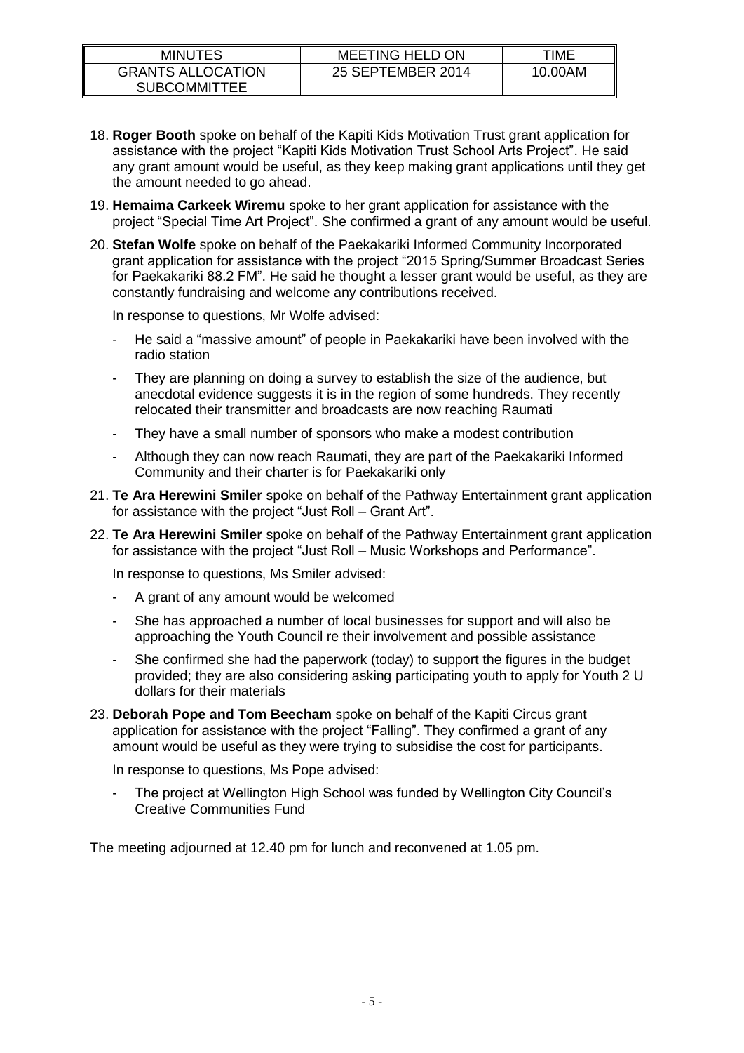18. **Roger Booth** spoke on behalf of the Kapiti Kids Motivation Trust grant application for assistance with the project "Kapiti Kids Motivation Trust School Arts Project". He said any grant amount would be useful, as they keep making grant applications until they get the amount needed to go ahead.

19. **Hemaima Carkeek Wiremu** spoke to her grant application for assistance with the project "Special Time Art Project". She confirmed a grant of any amount would be useful.

20. **Stefan Wolfe** spoke on behalf of the Paekakariki Informed Community Incorporated grant application for assistance with the project "2015 Spring/Summer Broadcast Series for Paekakariki 88.2 FM". He said he thought a lesser grant would be useful, as they are constantly fundraising and welcome any contributions received.

    In response to questions, Mr Wolfe advised:

    - He said a "massive amount" of people in Paekakariki have been involved with the radio station
    - They are planning on doing a survey to establish the size of the audience, but anecdotal evidence suggests it is in the region of some hundreds. They recently relocated their transmitter and broadcasts are now reaching Raumati
    - They have a small number of sponsors who make a modest contribution
    - Although they can now reach Raumati, they are part of the Paekakariki Informed Community and their charter is for Paekakariki only

21. **Te Ara Herewini Smiler** spoke on behalf of the Pathway Entertainment grant application for assistance with the project "Just Roll – Grant Art".

22. **Te Ara Herewini Smiler** spoke on behalf of the Pathway Entertainment grant application for assistance with the project "Just Roll – Music Workshops and Performance".

    In response to questions, Ms Smiler advised:

    - A grant of any amount would be welcomed
    - She has approached a number of local businesses for support and will also be approaching the Youth Council re their involvement and possible assistance
    - She confirmed she had the paperwork (today) to support the figures in the budget provided; they are also considering asking participating youth to apply for Youth 2 U dollars for their materials

23. **Deborah Pope and Tom Beecham** spoke on behalf of the Kapiti Circus grant application for assistance with the project "Falling". They confirmed a grant of any amount would be useful as they were trying to subsidise the cost for participants.

    In response to questions, Ms Pope advised:

    - The project at Wellington High School was funded by Wellington City Council's Creative Communities Fund

The meeting adjourned at 12.40 pm for lunch and reconvened at 1.05 pm.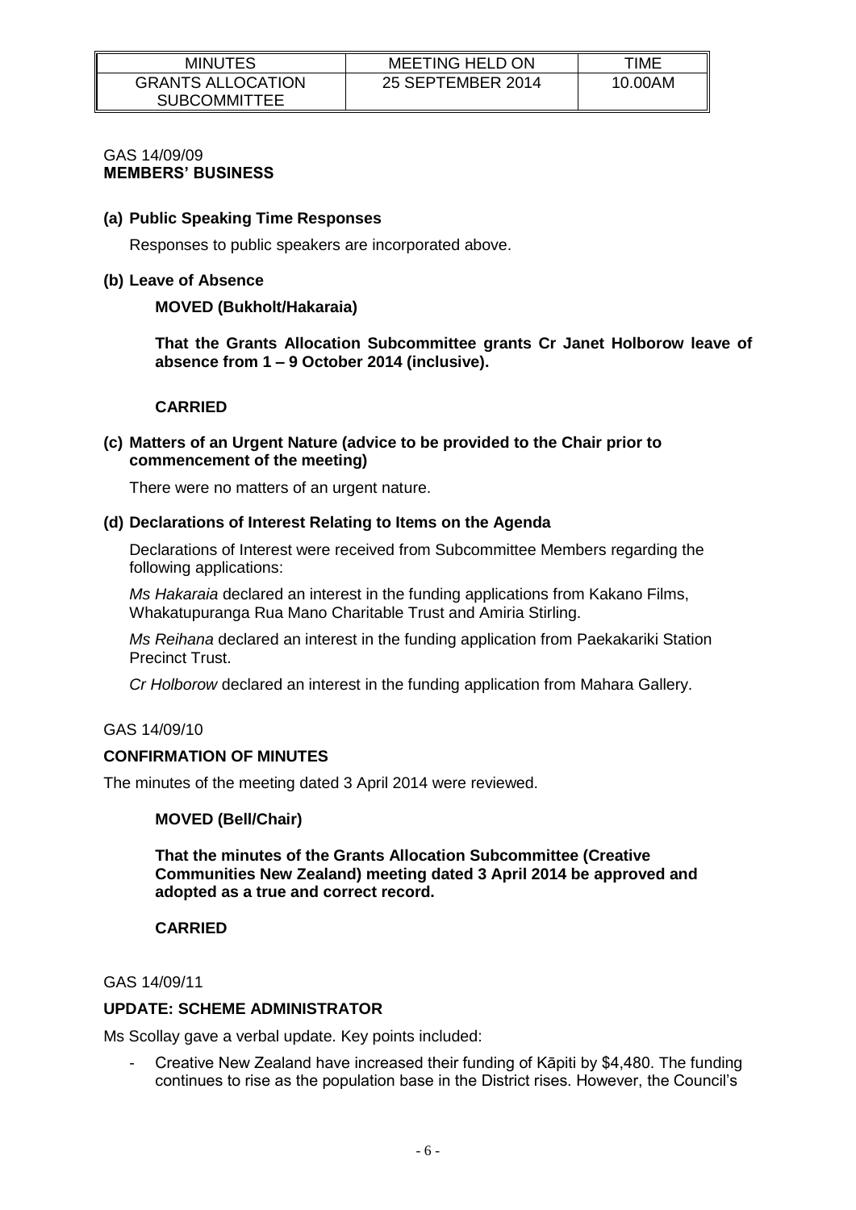| MINUTES | MEETING HELD ON | TIME |
|---|---|---|
| GRANTS ALLOCATION SUBCOMMITTEE | 25 SEPTEMBER 2014 | 10.00AM |

GAS 14/09/09
**MEMBERS' BUSINESS**

**(a) Public Speaking Time Responses**

Responses to public speakers are incorporated above.

**(b) Leave of Absence**

**MOVED (Bukholt/Hakaraia)**

**That the Grants Allocation Subcommittee grants Cr Janet Holborow leave of absence from 1 – 9 October 2014 (inclusive).**

**CARRIED**

**(c) Matters of an Urgent Nature (advice to be provided to the Chair prior to commencement of the meeting)**

There were no matters of an urgent nature.

**(d) Declarations of Interest Relating to Items on the Agenda**

Declarations of Interest were received from Subcommittee Members regarding the following applications:

*Ms Hakaraia* declared an interest in the funding applications from Kakano Films, Whakatupuranga Rua Mano Charitable Trust and Amiria Stirling.

*Ms Reihana* declared an interest in the funding application from Paekakariki Station Precinct Trust.

*Cr Holborow* declared an interest in the funding application from Mahara Gallery.

GAS 14/09/10

**CONFIRMATION OF MINUTES**

The minutes of the meeting dated 3 April 2014 were reviewed.

**MOVED (Bell/Chair)**

**That the minutes of the Grants Allocation Subcommittee (Creative Communities New Zealand) meeting dated 3 April 2014 be approved and adopted as a true and correct record.**

**CARRIED**

GAS 14/09/11

**UPDATE: SCHEME ADMINISTRATOR**

Ms Scollay gave a verbal update. Key points included:

- Creative New Zealand have increased their funding of Kāpiti by $4,480. The funding continues to rise as the population base in the District rises. However, the Council's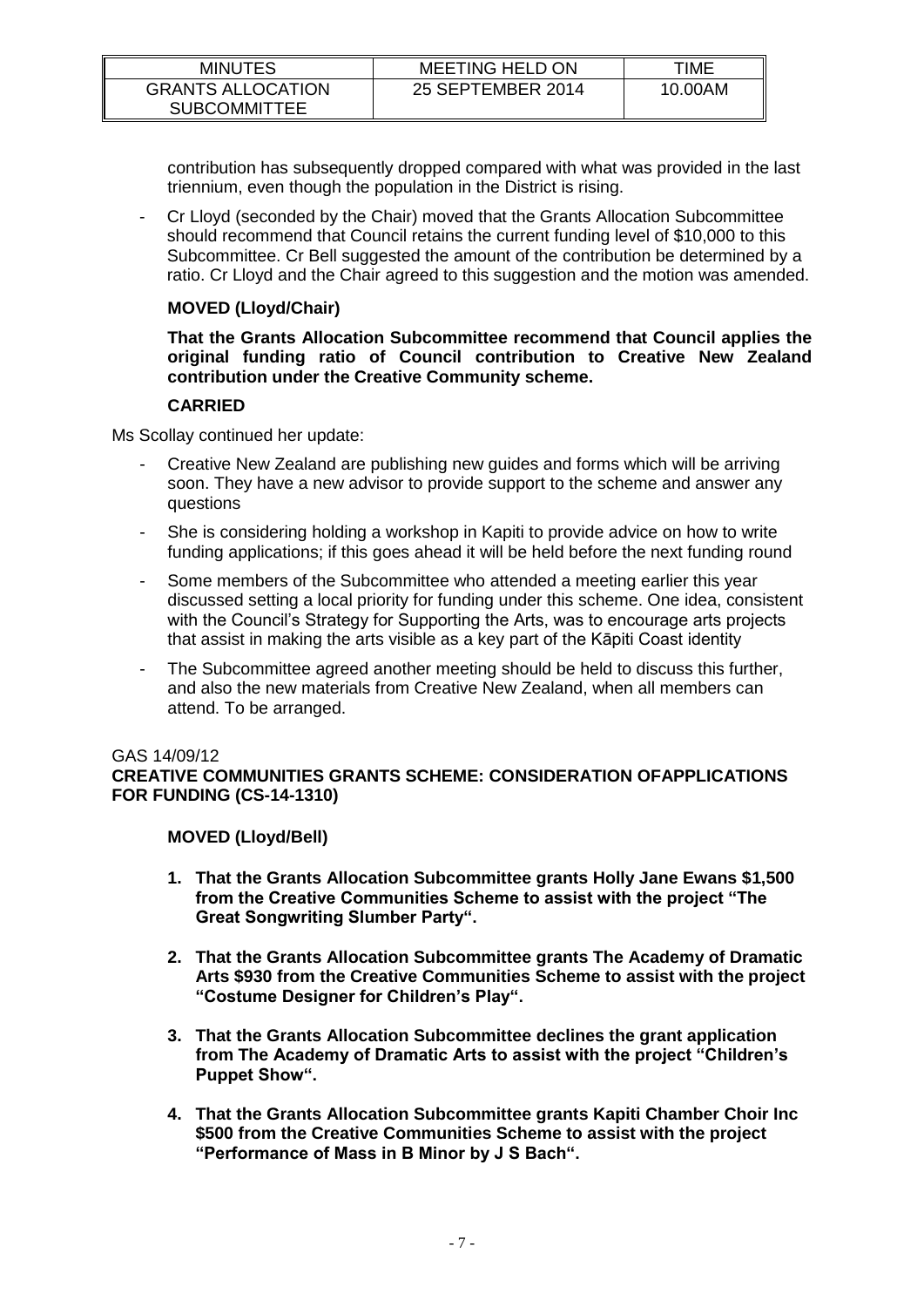contribution has subsequently dropped compared with what was provided in the last triennium, even though the population in the District is rising.

- Cr Lloyd (seconded by the Chair) moved that the Grants Allocation Subcommittee should recommend that Council retains the current funding level of $10,000 to this Subcommittee. Cr Bell suggested the amount of the contribution be determined by a ratio. Cr Lloyd and the Chair agreed to this suggestion and the motion was amended.

**MOVED (Lloyd/Chair)**

**That the Grants Allocation Subcommittee recommend that Council applies the original funding ratio of Council contribution to Creative New Zealand contribution under the Creative Community scheme.**

**CARRIED**

Ms Scollay continued her update:

- Creative New Zealand are publishing new guides and forms which will be arriving soon. They have a new advisor to provide support to the scheme and answer any questions
- She is considering holding a workshop in Kapiti to provide advice on how to write funding applications; if this goes ahead it will be held before the next funding round
- Some members of the Subcommittee who attended a meeting earlier this year discussed setting a local priority for funding under this scheme. One idea, consistent with the Council's Strategy for Supporting the Arts, was to encourage arts projects that assist in making the arts visible as a key part of the Kāpiti Coast identity
- The Subcommittee agreed another meeting should be held to discuss this further, and also the new materials from Creative New Zealand, when all members can attend. To be arranged.

GAS 14/09/12

**CREATIVE COMMUNITIES GRANTS SCHEME: CONSIDERATION OFAPPLICATIONS FOR FUNDING (CS-14-1310)**

**MOVED (Lloyd/Bell)**

1. **That the Grants Allocation Subcommittee grants Holly Jane Ewans $1,500 from the Creative Communities Scheme to assist with the project "The Great Songwriting Slumber Party".**
2. **That the Grants Allocation Subcommittee grants The Academy of Dramatic Arts $930 from the Creative Communities Scheme to assist with the project "Costume Designer for Children's Play".**
3. **That the Grants Allocation Subcommittee declines the grant application from The Academy of Dramatic Arts to assist with the project "Children's Puppet Show".**
4. **That the Grants Allocation Subcommittee grants Kapiti Chamber Choir Inc $500 from the Creative Communities Scheme to assist with the project "Performance of Mass in B Minor by J S Bach".**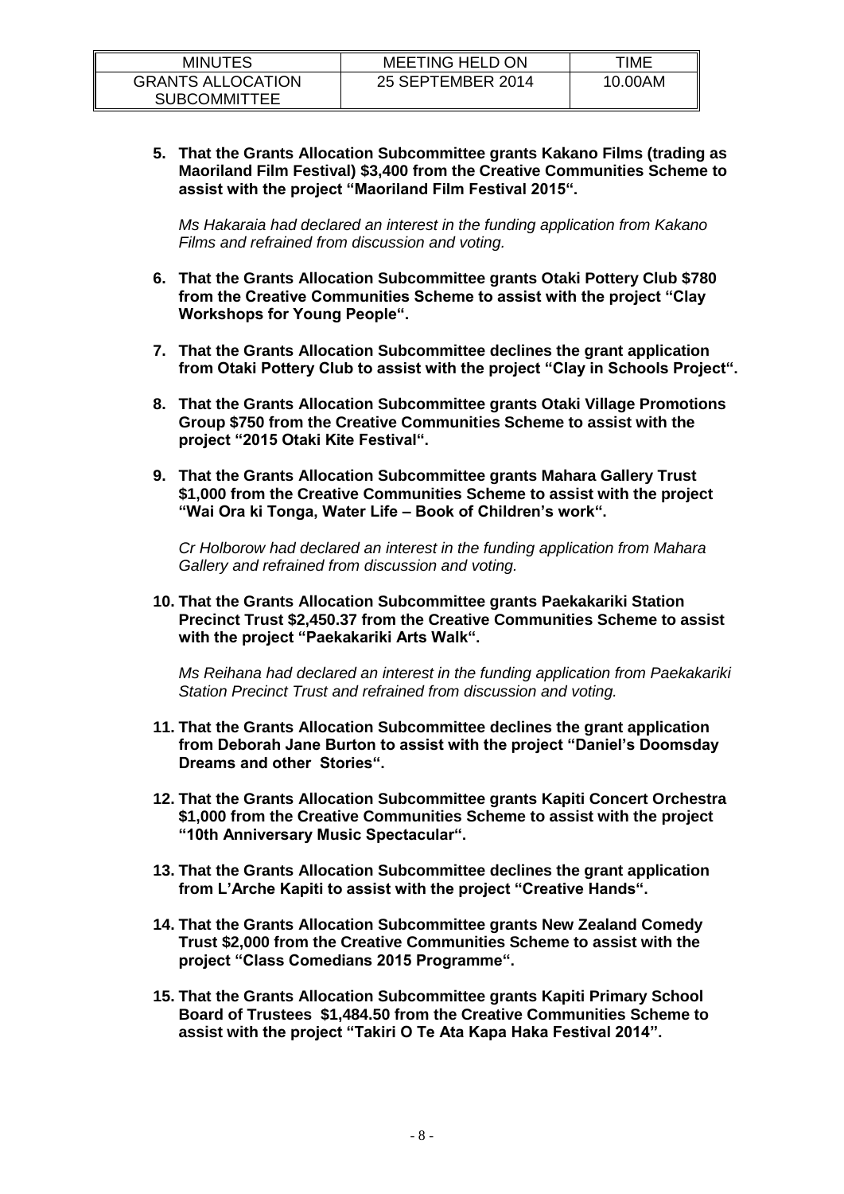**5. That the Grants Allocation Subcommittee grants Kakano Films (trading as Maoriland Film Festival) $3,400 from the Creative Communities Scheme to assist with the project "Maoriland Film Festival 2015".**

*Ms Hakaraia had declared an interest in the funding application from Kakano Films and refrained from discussion and voting.*

**6. That the Grants Allocation Subcommittee grants Otaki Pottery Club $780 from the Creative Communities Scheme to assist with the project "Clay Workshops for Young People".**

**7. That the Grants Allocation Subcommittee declines the grant application from Otaki Pottery Club to assist with the project "Clay in Schools Project".**

**8. That the Grants Allocation Subcommittee grants Otaki Village Promotions Group $750 from the Creative Communities Scheme to assist with the project "2015 Otaki Kite Festival".**

**9. That the Grants Allocation Subcommittee grants Mahara Gallery Trust $1,000 from the Creative Communities Scheme to assist with the project "Wai Ora ki Tonga, Water Life – Book of Children's work".**

*Cr Holborow had declared an interest in the funding application from Mahara Gallery and refrained from discussion and voting.*

**10. That the Grants Allocation Subcommittee grants Paekakariki Station Precinct Trust $2,450.37 from the Creative Communities Scheme to assist with the project "Paekakariki Arts Walk".**

*Ms Reihana had declared an interest in the funding application from Paekakariki Station Precinct Trust and refrained from discussion and voting.*

**11. That the Grants Allocation Subcommittee declines the grant application from Deborah Jane Burton to assist with the project "Daniel's Doomsday Dreams and other Stories".**

**12. That the Grants Allocation Subcommittee grants Kapiti Concert Orchestra $1,000 from the Creative Communities Scheme to assist with the project "10th Anniversary Music Spectacular".**

**13. That the Grants Allocation Subcommittee declines the grant application from L'Arche Kapiti to assist with the project "Creative Hands".**

**14. That the Grants Allocation Subcommittee grants New Zealand Comedy Trust $2,000 from the Creative Communities Scheme to assist with the project "Class Comedians 2015 Programme".**

**15. That the Grants Allocation Subcommittee grants Kapiti Primary School Board of Trustees $1,484.50 from the Creative Communities Scheme to assist with the project "Takiri O Te Ata Kapa Haka Festival 2014".**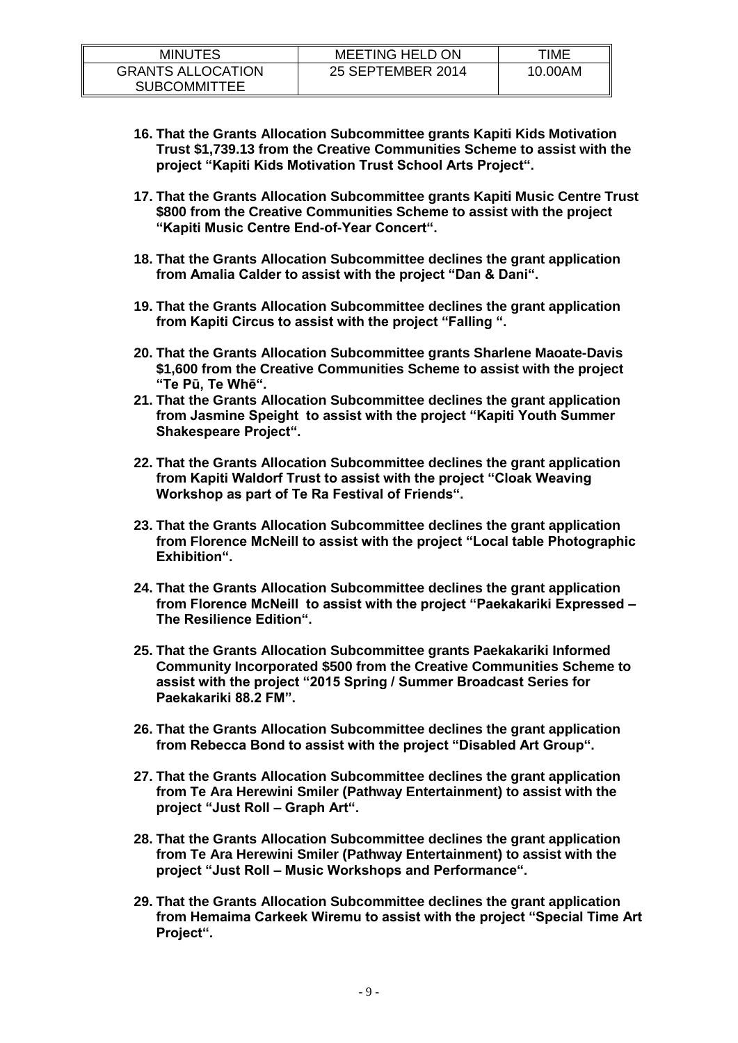16. **That the Grants Allocation Subcommittee grants Kapiti Kids Motivation Trust $1,739.13 from the Creative Communities Scheme to assist with the project "Kapiti Kids Motivation Trust School Arts Project".**

17. **That the Grants Allocation Subcommittee grants Kapiti Music Centre Trust $800 from the Creative Communities Scheme to assist with the project "Kapiti Music Centre End-of-Year Concert".**

18. **That the Grants Allocation Subcommittee declines the grant application from Amalia Calder to assist with the project "Dan & Dani".**

19. **That the Grants Allocation Subcommittee declines the grant application from Kapiti Circus to assist with the project "Falling ".**

20. **That the Grants Allocation Subcommittee grants Sharlene Maoate-Davis $1,600 from the Creative Communities Scheme to assist with the project "Te Pū, Te Whē".**

21. **That the Grants Allocation Subcommittee declines the grant application from Jasmine Speight to assist with the project "Kapiti Youth Summer Shakespeare Project".**

22. **That the Grants Allocation Subcommittee declines the grant application from Kapiti Waldorf Trust to assist with the project "Cloak Weaving Workshop as part of Te Ra Festival of Friends".**

23. **That the Grants Allocation Subcommittee declines the grant application from Florence McNeill to assist with the project "Local table Photographic Exhibition".**

24. **That the Grants Allocation Subcommittee declines the grant application from Florence McNeill to assist with the project "Paekakariki Expressed – The Resilience Edition".**

25. **That the Grants Allocation Subcommittee grants Paekakariki Informed Community Incorporated $500 from the Creative Communities Scheme to assist with the project "2015 Spring / Summer Broadcast Series for Paekakariki 88.2 FM".**

26. **That the Grants Allocation Subcommittee declines the grant application from Rebecca Bond to assist with the project "Disabled Art Group".**

27. **That the Grants Allocation Subcommittee declines the grant application from Te Ara Herewini Smiler (Pathway Entertainment) to assist with the project "Just Roll – Graph Art".**

28. **That the Grants Allocation Subcommittee declines the grant application from Te Ara Herewini Smiler (Pathway Entertainment) to assist with the project "Just Roll – Music Workshops and Performance".**

29. **That the Grants Allocation Subcommittee declines the grant application from Hemaima Carkeek Wiremu to assist with the project "Special Time Art Project".**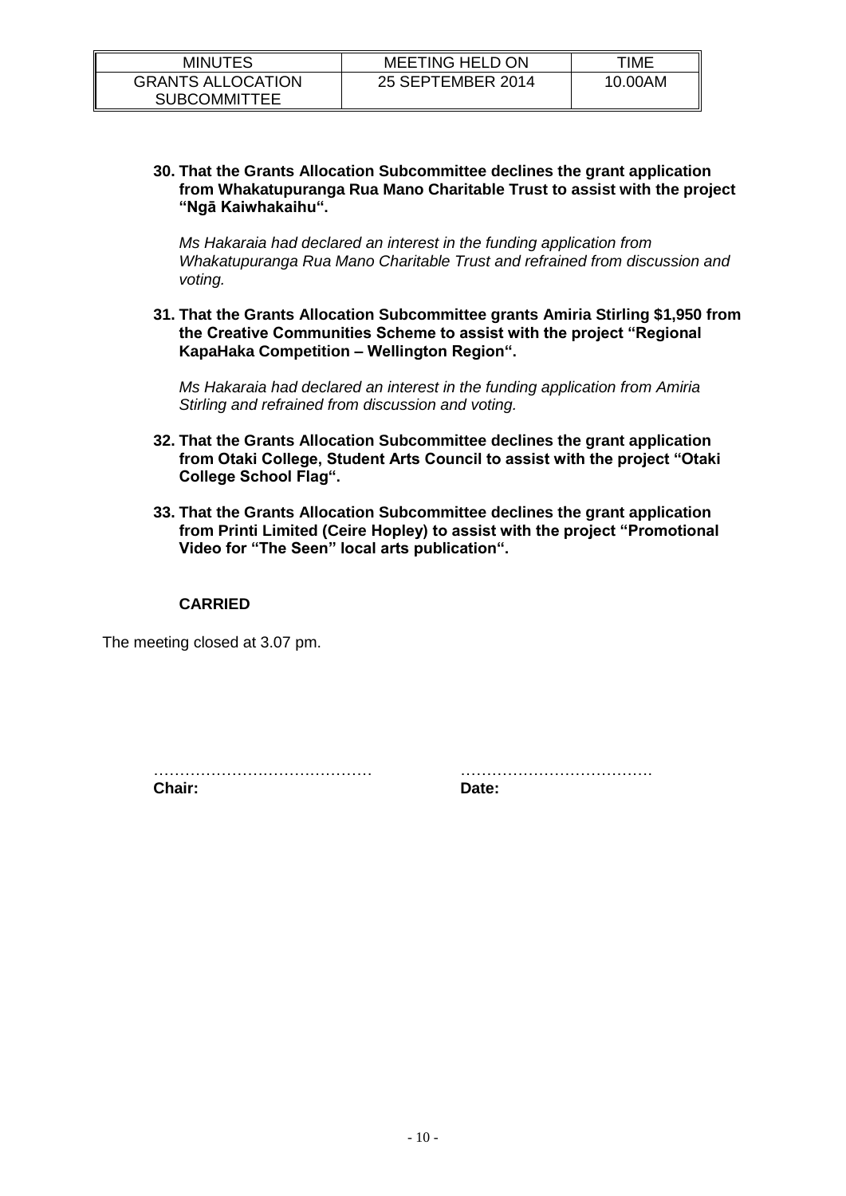**30. That the Grants Allocation Subcommittee declines the grant application from Whakatupuranga Rua Mano Charitable Trust to assist with the project "Ngā Kaiwhakaihu".**

*Ms Hakaraia had declared an interest in the funding application from Whakatupuranga Rua Mano Charitable Trust and refrained from discussion and voting.*

**31. That the Grants Allocation Subcommittee grants Amiria Stirling $1,950 from the Creative Communities Scheme to assist with the project "Regional KapaHaka Competition – Wellington Region".**

*Ms Hakaraia had declared an interest in the funding application from Amiria Stirling and refrained from discussion and voting.*

**32. That the Grants Allocation Subcommittee declines the grant application from Otaki College, Student Arts Council to assist with the project "Otaki College School Flag".**

**33. That the Grants Allocation Subcommittee declines the grant application from Printi Limited (Ceire Hopley) to assist with the project "Promotional Video for "The Seen" local arts publication".**

**CARRIED**

The meeting closed at 3.07 pm.

……………………………………
**Chair:**

………………………………
**Date:**